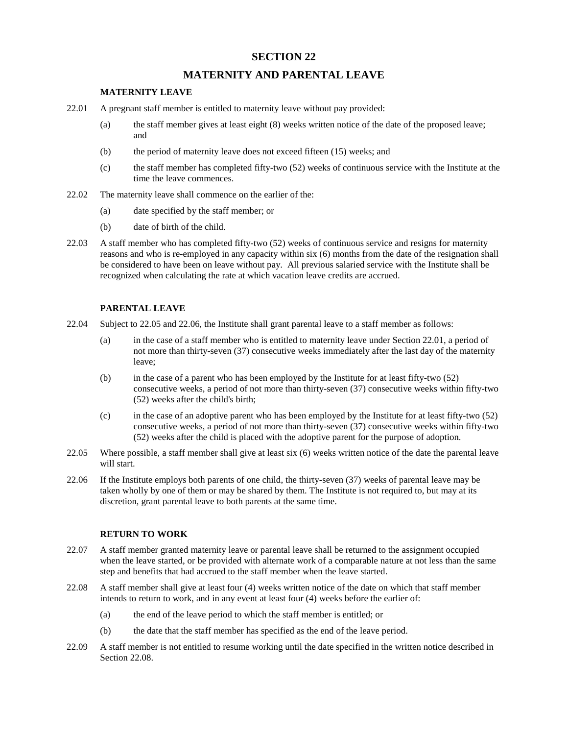# SECTION 22

# MATERNITY AND PARENTAL LEAVE

### MATERNITY LEAVE

22.01 A pregnant staff member is entitled to maternity leave without pay provided:

(a) the staff member gives at least eight (8) weeks written notice of the date of the proposed leave; and

(b) the period of maternity leave does not exceed fifteen (15) weeks; and

(c) the staff member has completed fifty-two (52) weeks of continuous service with the Institute at the time the leave commences.

22.02 The maternity leave shall commence on the earlier of the:

(a) date specified by the staff member; or

(b) date of birth of the child.

22.03 A staff member who has completed fifty-two (52) weeks of continuous service and resigns for maternity reasons and who is re-employed in any capacity within six (6) months from the date of the resignation shall be considered to have been on leave without pay. All previous salaried service with the Institute shall be recognized when calculating the rate at which vacation leave credits are accrued.

### PARENTAL LEAVE

22.04 Subject to 22.05 and 22.06, the Institute shall grant parental leave to a staff member as follows:

(a) in the case of a staff member who is entitled to maternity leave under Section 22.01, a period of not more than thirty-seven (37) consecutive weeks immediately after the last day of the maternity leave;

(b) in the case of a parent who has been employed by the Institute for at least fifty-two (52) consecutive weeks, a period of not more than thirty-seven (37) consecutive weeks within fifty-two (52) weeks after the child's birth;

(c) in the case of an adoptive parent who has been employed by the Institute for at least fifty-two (52) consecutive weeks, a period of not more than thirty-seven (37) consecutive weeks within fifty-two (52) weeks after the child is placed with the adoptive parent for the purpose of adoption.

22.05 Where possible, a staff member shall give at least six (6) weeks written notice of the date the parental leave will start.

22.06 If the Institute employs both parents of one child, the thirty-seven (37) weeks of parental leave may be taken wholly by one of them or may be shared by them. The Institute is not required to, but may at its discretion, grant parental leave to both parents at the same time.

### RETURN TO WORK

22.07 A staff member granted maternity leave or parental leave shall be returned to the assignment occupied when the leave started, or be provided with alternate work of a comparable nature at not less than the same step and benefits that had accrued to the staff member when the leave started.

22.08 A staff member shall give at least four (4) weeks written notice of the date on which that staff member intends to return to work, and in any event at least four (4) weeks before the earlier of:

(a) the end of the leave period to which the staff member is entitled; or

(b) the date that the staff member has specified as the end of the leave period.

22.09 A staff member is not entitled to resume working until the date specified in the written notice described in Section 22.08.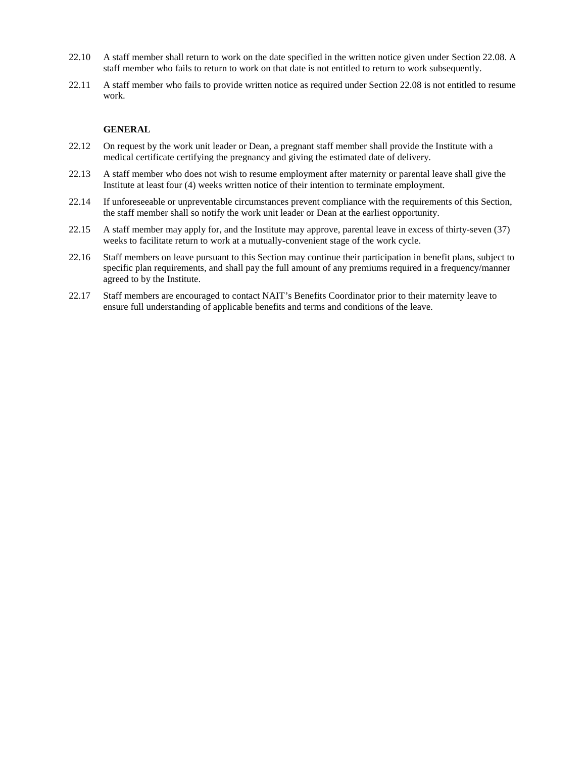22.10 A staff member shall return to work on the date specified in the written notice given under Section 22.08. A staff member who fails to return to work on that date is not entitled to return to work subsequently.

22.11 A staff member who fails to provide written notice as required under Section 22.08 is not entitled to resume work.

**GENERAL**

22.12 On request by the work unit leader or Dean, a pregnant staff member shall provide the Institute with a medical certificate certifying the pregnancy and giving the estimated date of delivery.

22.13 A staff member who does not wish to resume employment after maternity or parental leave shall give the Institute at least four (4) weeks written notice of their intention to terminate employment.

22.14 If unforeseeable or unpreventable circumstances prevent compliance with the requirements of this Section, the staff member shall so notify the work unit leader or Dean at the earliest opportunity.

22.15 A staff member may apply for, and the Institute may approve, parental leave in excess of thirty-seven (37) weeks to facilitate return to work at a mutually-convenient stage of the work cycle.

22.16 Staff members on leave pursuant to this Section may continue their participation in benefit plans, subject to specific plan requirements, and shall pay the full amount of any premiums required in a frequency/manner agreed to by the Institute.

22.17 Staff members are encouraged to contact NAIT's Benefits Coordinator prior to their maternity leave to ensure full understanding of applicable benefits and terms and conditions of the leave.